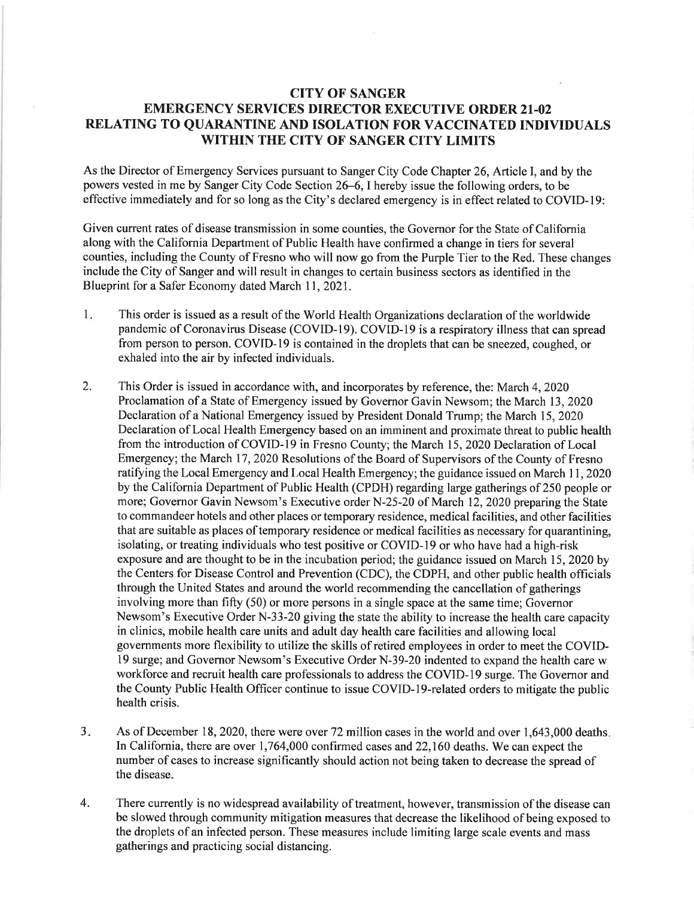# CITY OF SANGER
## EMERGENCY SERVICES DIRECTOR EXECUTIVE ORDER 21-02
## RELATING TO QUARANTINE AND ISOLATION FOR VACCINATED INDIVIDUALS WITHIN THE CITY OF SANGER CITY LIMITS

As the Director of Emergency Services pursuant to Sanger City Code Chapter 26, Article I, and by the powers vested in me by Sanger City Code Section 26–6, I hereby issue the following orders, to be effective immediately and for so long as the City's declared emergency is in effect related to COVID-19:

Given current rates of disease transmission in some counties, the Governor for the State of California along with the California Department of Public Health have confirmed a change in tiers for several counties, including the County of Fresno who will now go from the Purple Tier to the Red. These changes include the City of Sanger and will result in changes to certain business sectors as identified in the Blueprint for a Safer Economy dated March 11, 2021.

1. This order is issued as a result of the World Health Organizations declaration of the worldwide pandemic of Coronavirus Disease (COVID-19). COVID-19 is a respiratory illness that can spread from person to person. COVID-19 is contained in the droplets that can be sneezed, coughed, or exhaled into the air by infected individuals.

2. This Order is issued in accordance with, and incorporates by reference, the: March 4, 2020 Proclamation of a State of Emergency issued by Governor Gavin Newsom; the March 13, 2020 Declaration of a National Emergency issued by President Donald Trump; the March 15, 2020 Declaration of Local Health Emergency based on an imminent and proximate threat to public health from the introduction of COVID-19 in Fresno County; the March 15, 2020 Declaration of Local Emergency; the March 17, 2020 Resolutions of the Board of Supervisors of the County of Fresno ratifying the Local Emergency and Local Health Emergency; the guidance issued on March 11, 2020 by the California Department of Public Health (CPDH) regarding large gatherings of 250 people or more; Governor Gavin Newsom's Executive order N-25-20 of March 12, 2020 preparing the State to commandeer hotels and other places or temporary residence, medical facilities, and other facilities that are suitable as places of temporary residence or medical facilities as necessary for quarantining, isolating, or treating individuals who test positive or COVID-19 or who have had a high-risk exposure and are thought to be in the incubation period; the guidance issued on March 15, 2020 by the Centers for Disease Control and Prevention (CDC), the CDPH, and other public health officials through the United States and around the world recommending the cancellation of gatherings involving more than fifty (50) or more persons in a single space at the same time; Governor Newsom's Executive Order N-33-20 giving the state the ability to increase the health care capacity in clinics, mobile health care units and adult day health care facilities and allowing local governments more flexibility to utilize the skills of retired employees in order to meet the COVID-19 surge; and Governor Newsom's Executive Order N-39-20 indented to expand the health care w workforce and recruit health care professionals to address the COVID-19 surge. The Governor and the County Public Health Officer continue to issue COVID-19-related orders to mitigate the public health crisis.

3. As of December 18, 2020, there were over 72 million cases in the world and over 1,643,000 deaths. In California, there are over 1,764,000 confirmed cases and 22,160 deaths. We can expect the number of cases to increase significantly should action not being taken to decrease the spread of the disease.

4. There currently is no widespread availability of treatment, however, transmission of the disease can be slowed through community mitigation measures that decrease the likelihood of being exposed to the droplets of an infected person. These measures include limiting large scale events and mass gatherings and practicing social distancing.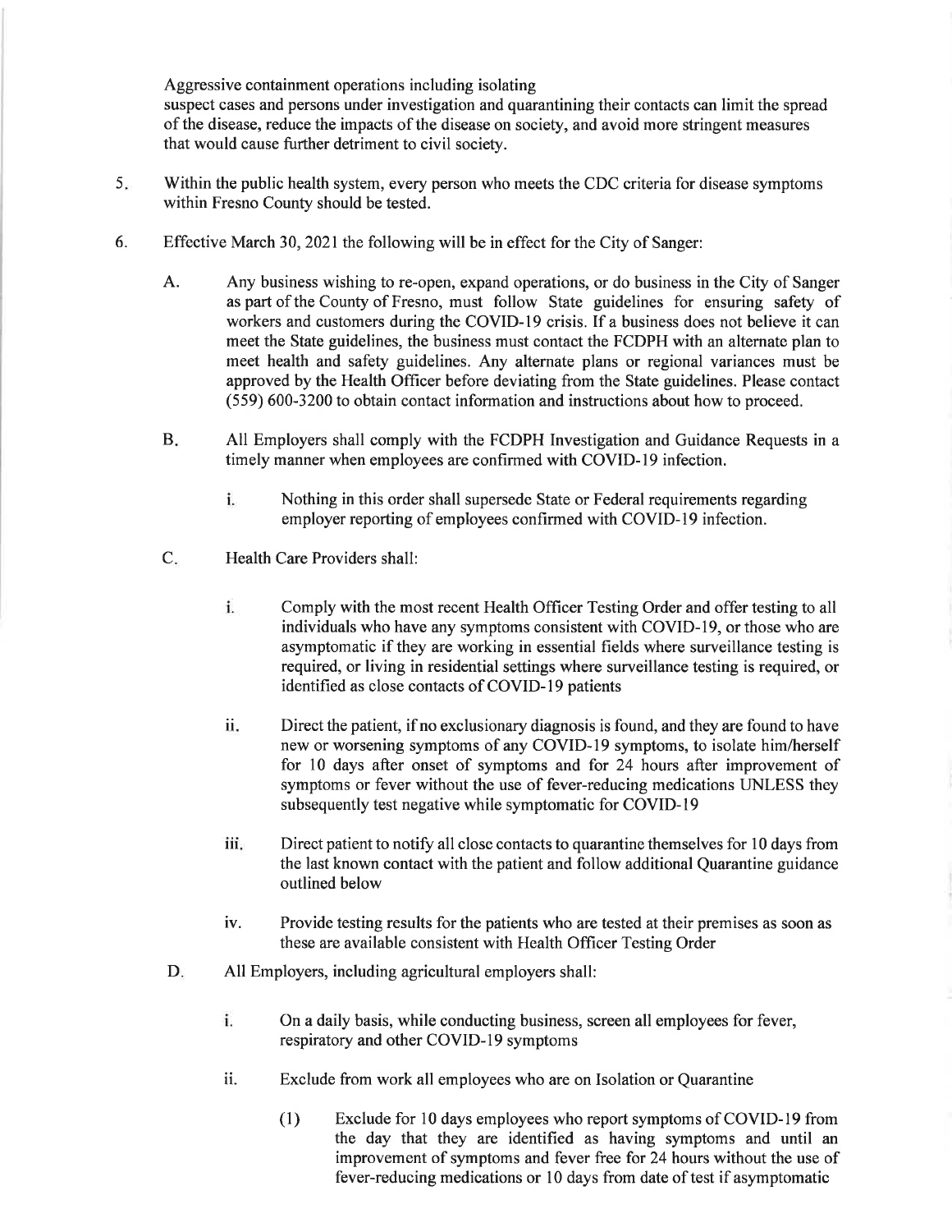Aggressive containment operations including isolating suspect cases and persons under investigation and quarantining their contacts can limit the spread of the disease, reduce the impacts of the disease on society, and avoid more stringent measures that would cause further detriment to civil society.

5. Within the public health system, every person who meets the CDC criteria for disease symptoms within Fresno County should be tested.

6. Effective March 30, 2021 the following will be in effect for the City of Sanger:

   A. Any business wishing to re-open, expand operations, or do business in the City of Sanger as part of the County of Fresno, must follow State guidelines for ensuring safety of workers and customers during the COVID-19 crisis. If a business does not believe it can meet the State guidelines, the business must contact the FCDPH with an alternate plan to meet health and safety guidelines. Any alternate plans or regional variances must be approved by the Health Officer before deviating from the State guidelines. Please contact (559) 600-3200 to obtain contact information and instructions about how to proceed.

   B. All Employers shall comply with the FCDPH Investigation and Guidance Requests in a timely manner when employees are confirmed with COVID-19 infection.

      i. Nothing in this order shall supersede State or Federal requirements regarding employer reporting of employees confirmed with COVID-19 infection.

   C. Health Care Providers shall:

      i. Comply with the most recent Health Officer Testing Order and offer testing to all individuals who have any symptoms consistent with COVID-19, or those who are asymptomatic if they are working in essential fields where surveillance testing is required, or living in residential settings where surveillance testing is required, or identified as close contacts of COVID-19 patients

      ii. Direct the patient, if no exclusionary diagnosis is found, and they are found to have new or worsening symptoms of any COVID-19 symptoms, to isolate him/herself for 10 days after onset of symptoms and for 24 hours after improvement of symptoms or fever without the use of fever-reducing medications UNLESS they subsequently test negative while symptomatic for COVID-19

      iii. Direct patient to notify all close contacts to quarantine themselves for 10 days from the last known contact with the patient and follow additional Quarantine guidance outlined below

      iv. Provide testing results for the patients who are tested at their premises as soon as these are available consistent with Health Officer Testing Order

   D. All Employers, including agricultural employers shall:

      i. On a daily basis, while conducting business, screen all employees for fever, respiratory and other COVID-19 symptoms

      ii. Exclude from work all employees who are on Isolation or Quarantine

         (1) Exclude for 10 days employees who report symptoms of COVID-19 from the day that they are identified as having symptoms and until an improvement of symptoms and fever free for 24 hours without the use of fever-reducing medications or 10 days from date of test if asymptomatic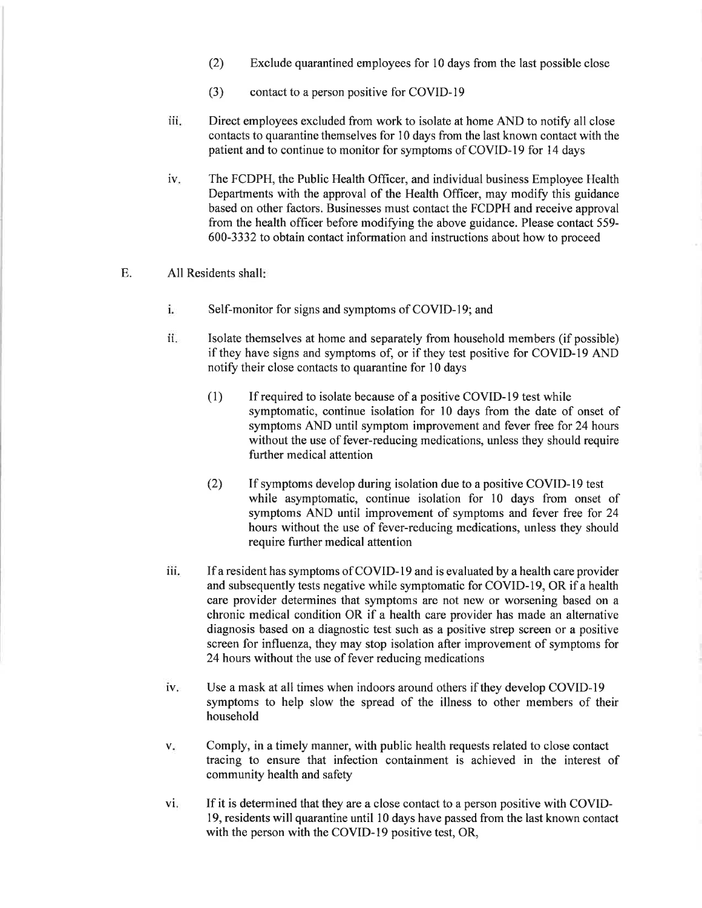(2) Exclude quarantined employees for 10 days from the last possible close

(3) contact to a person positive for COVID-19

iii. Direct employees excluded from work to isolate at home AND to notify all close contacts to quarantine themselves for 10 days from the last known contact with the patient and to continue to monitor for symptoms of COVID-19 for 14 days

iv. The FCDPH, the Public Health Officer, and individual business Employee Health Departments with the approval of the Health Officer, may modify this guidance based on other factors. Businesses must contact the FCDPH and receive approval from the health officer before modifying the above guidance. Please contact 559-600-3332 to obtain contact information and instructions about how to proceed

E. All Residents shall:

i. Self-monitor for signs and symptoms of COVID-19; and

ii. Isolate themselves at home and separately from household members (if possible) if they have signs and symptoms of, or if they test positive for COVID-19 AND notify their close contacts to quarantine for 10 days

(1) If required to isolate because of a positive COVID-19 test while symptomatic, continue isolation for 10 days from the date of onset of symptoms AND until symptom improvement and fever free for 24 hours without the use of fever-reducing medications, unless they should require further medical attention

(2) If symptoms develop during isolation due to a positive COVID-19 test while asymptomatic, continue isolation for 10 days from onset of symptoms AND until improvement of symptoms and fever free for 24 hours without the use of fever-reducing medications, unless they should require further medical attention

iii. If a resident has symptoms of COVID-19 and is evaluated by a health care provider and subsequently tests negative while symptomatic for COVID-19, OR if a health care provider determines that symptoms are not new or worsening based on a chronic medical condition OR if a health care provider has made an alternative diagnosis based on a diagnostic test such as a positive strep screen or a positive screen for influenza, they may stop isolation after improvement of symptoms for 24 hours without the use of fever reducing medications

iv. Use a mask at all times when indoors around others if they develop COVID-19 symptoms to help slow the spread of the illness to other members of their household

v. Comply, in a timely manner, with public health requests related to close contact tracing to ensure that infection containment is achieved in the interest of community health and safety

vi. If it is determined that they are a close contact to a person positive with COVID-19, residents will quarantine until 10 days have passed from the last known contact with the person with the COVID-19 positive test, OR,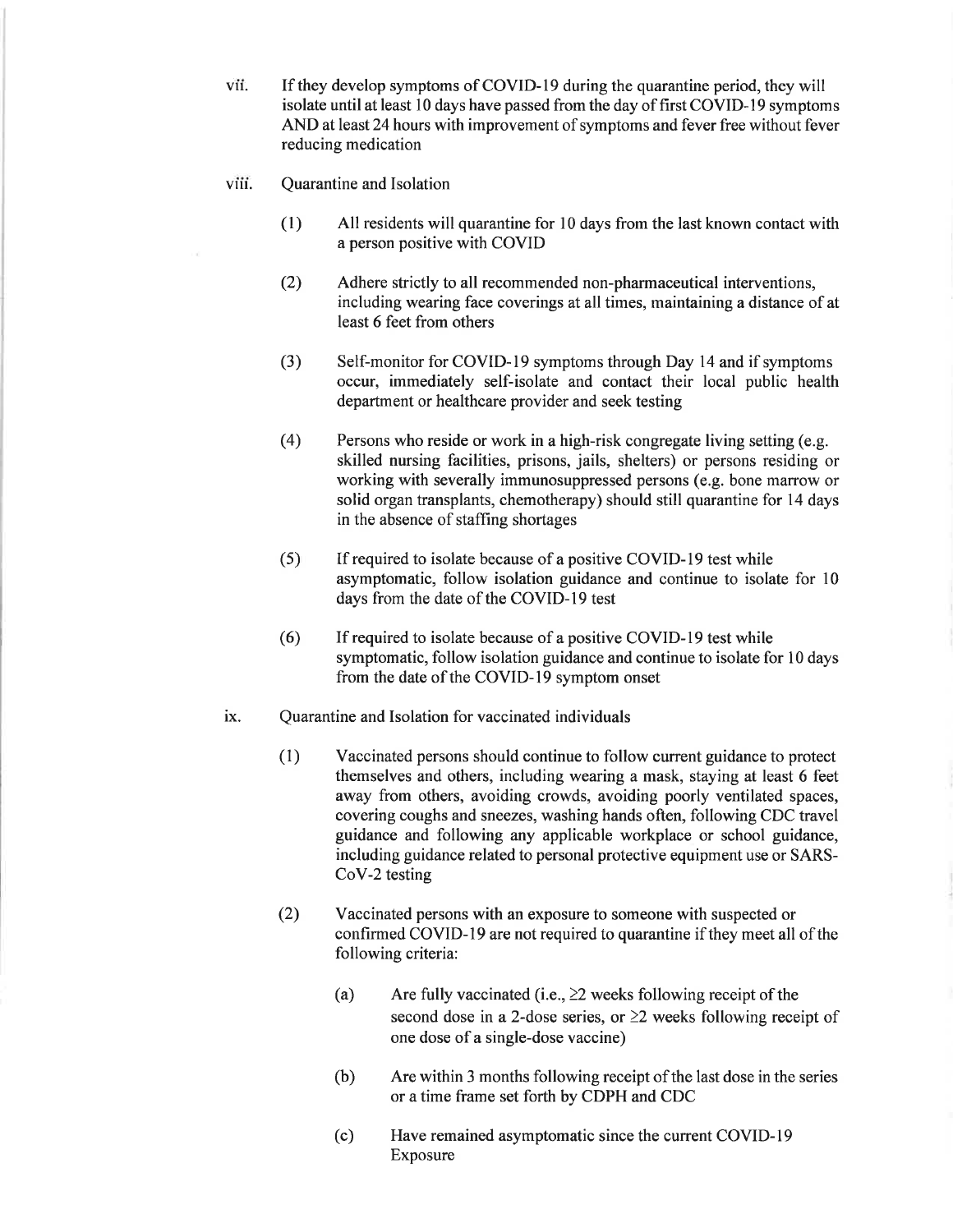vii. If they develop symptoms of COVID-19 during the quarantine period, they will isolate until at least 10 days have passed from the day of first COVID-19 symptoms AND at least 24 hours with improvement of symptoms and fever free without fever reducing medication

viii. Quarantine and Isolation

(1) All residents will quarantine for 10 days from the last known contact with a person positive with COVID

(2) Adhere strictly to all recommended non-pharmaceutical interventions, including wearing face coverings at all times, maintaining a distance of at least 6 feet from others

(3) Self-monitor for COVID-19 symptoms through Day 14 and if symptoms occur, immediately self-isolate and contact their local public health department or healthcare provider and seek testing

(4) Persons who reside or work in a high-risk congregate living setting (e.g. skilled nursing facilities, prisons, jails, shelters) or persons residing or working with severally immunosuppressed persons (e.g. bone marrow or solid organ transplants, chemotherapy) should still quarantine for 14 days in the absence of staffing shortages

(5) If required to isolate because of a positive COVID-19 test while asymptomatic, follow isolation guidance and continue to isolate for 10 days from the date of the COVID-19 test

(6) If required to isolate because of a positive COVID-19 test while symptomatic, follow isolation guidance and continue to isolate for 10 days from the date of the COVID-19 symptom onset

ix. Quarantine and Isolation for vaccinated individuals

(1) Vaccinated persons should continue to follow current guidance to protect themselves and others, including wearing a mask, staying at least 6 feet away from others, avoiding crowds, avoiding poorly ventilated spaces, covering coughs and sneezes, washing hands often, following CDC travel guidance and following any applicable workplace or school guidance, including guidance related to personal protective equipment use or SARS-CoV-2 testing

(2) Vaccinated persons with an exposure to someone with suspected or confirmed COVID-19 are not required to quarantine if they meet all of the following criteria:

(a) Are fully vaccinated (i.e., ≥2 weeks following receipt of the second dose in a 2-dose series, or ≥2 weeks following receipt of one dose of a single-dose vaccine)

(b) Are within 3 months following receipt of the last dose in the series or a time frame set forth by CDPH and CDC

(c) Have remained asymptomatic since the current COVID-19 Exposure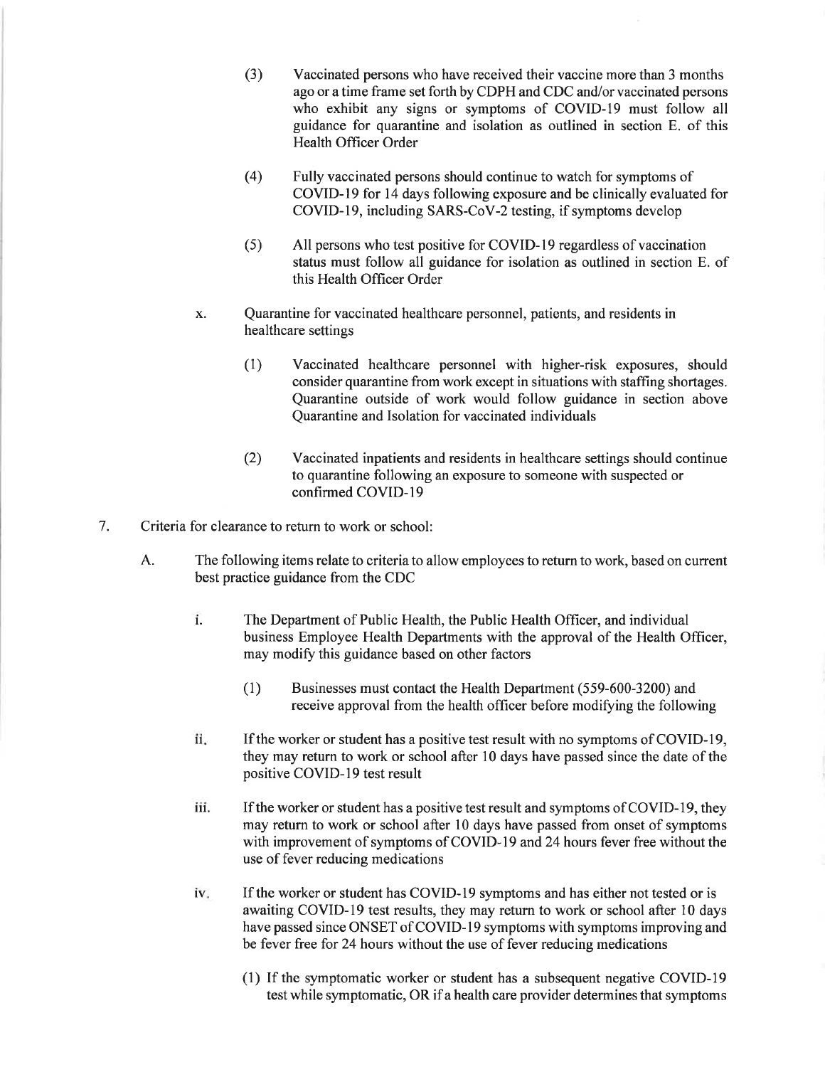(3) Vaccinated persons who have received their vaccine more than 3 months ago or a time frame set forth by CDPH and CDC and/or vaccinated persons who exhibit any signs or symptoms of COVID-19 must follow all guidance for quarantine and isolation as outlined in section E. of this Health Officer Order

(4) Fully vaccinated persons should continue to watch for symptoms of COVID-19 for 14 days following exposure and be clinically evaluated for COVID-19, including SARS-CoV-2 testing, if symptoms develop

(5) All persons who test positive for COVID-19 regardless of vaccination status must follow all guidance for isolation as outlined in section E. of this Health Officer Order

x. Quarantine for vaccinated healthcare personnel, patients, and residents in healthcare settings

(1) Vaccinated healthcare personnel with higher-risk exposures, should consider quarantine from work except in situations with staffing shortages. Quarantine outside of work would follow guidance in section above Quarantine and Isolation for vaccinated individuals

(2) Vaccinated inpatients and residents in healthcare settings should continue to quarantine following an exposure to someone with suspected or confirmed COVID-19

7. Criteria for clearance to return to work or school:

A. The following items relate to criteria to allow employees to return to work, based on current best practice guidance from the CDC

i. The Department of Public Health, the Public Health Officer, and individual business Employee Health Departments with the approval of the Health Officer, may modify this guidance based on other factors

(1) Businesses must contact the Health Department (559-600-3200) and receive approval from the health officer before modifying the following

ii. If the worker or student has a positive test result with no symptoms of COVID-19, they may return to work or school after 10 days have passed since the date of the positive COVID-19 test result

iii. If the worker or student has a positive test result and symptoms of COVID-19, they may return to work or school after 10 days have passed from onset of symptoms with improvement of symptoms of COVID-19 and 24 hours fever free without the use of fever reducing medications

iv. If the worker or student has COVID-19 symptoms and has either not tested or is awaiting COVID-19 test results, they may return to work or school after 10 days have passed since ONSET of COVID-19 symptoms with symptoms improving and be fever free for 24 hours without the use of fever reducing medications

(1) If the symptomatic worker or student has a subsequent negative COVID-19 test while symptomatic, OR if a health care provider determines that symptoms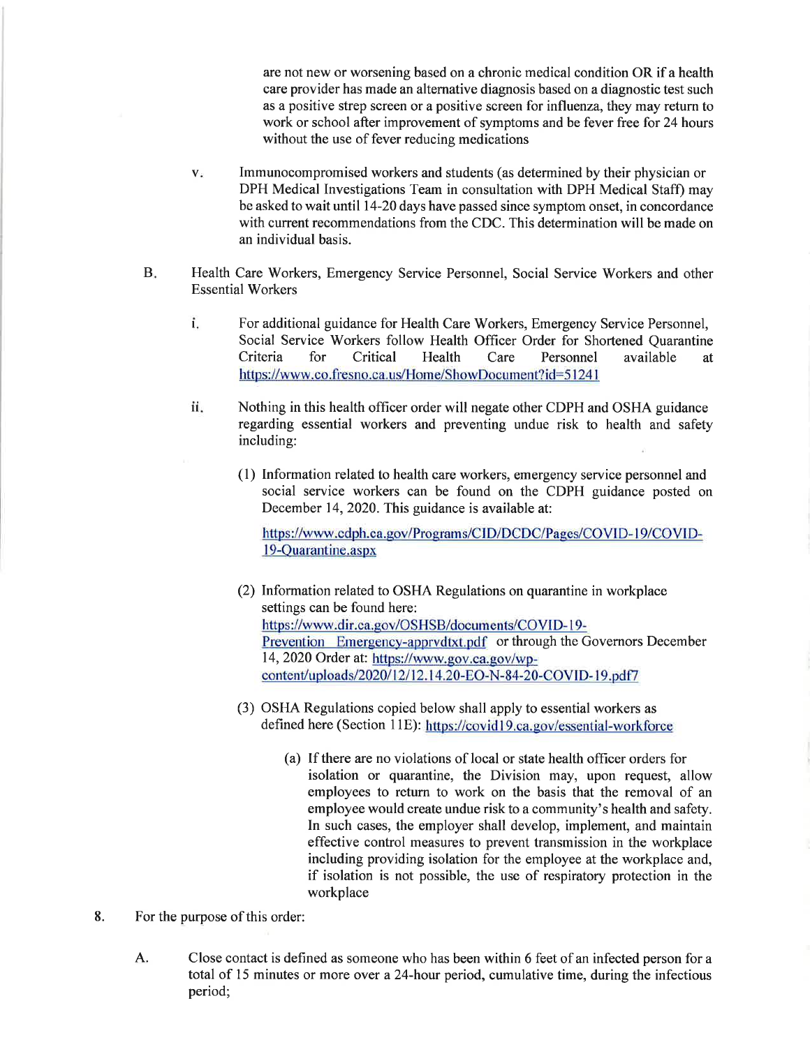are not new or worsening based on a chronic medical condition OR if a health care provider has made an alternative diagnosis based on a diagnostic test such as a positive strep screen or a positive screen for influenza, they may return to work or school after improvement of symptoms and be fever free for 24 hours without the use of fever reducing medications

v. Immunocompromised workers and students (as determined by their physician or DPH Medical Investigations Team in consultation with DPH Medical Staff) may be asked to wait until 14-20 days have passed since symptom onset, in concordance with current recommendations from the CDC. This determination will be made on an individual basis.

B. Health Care Workers, Emergency Service Personnel, Social Service Workers and other Essential Workers

i. For additional guidance for Health Care Workers, Emergency Service Personnel, Social Service Workers follow Health Officer Order for Shortened Quarantine Criteria for Critical Health Care Personnel available at https://www.co.fresno.ca.us/Home/ShowDocument?id=51241

ii. Nothing in this health officer order will negate other CDPH and OSHA guidance regarding essential workers and preventing undue risk to health and safety including:

(1) Information related to health care workers, emergency service personnel and social service workers can be found on the CDPH guidance posted on December 14, 2020. This guidance is available at:

https://www.cdph.ca.gov/Programs/CID/DCDC/Pages/COVID-19/COVID-19-Quarantine.aspx

(2) Information related to OSHA Regulations on quarantine in workplace settings can be found here: https://www.dir.ca.gov/OSHSB/documents/COVID-19-Prevention_Emergency-apprvdtxt.pdf or through the Governors December 14, 2020 Order at: https://www.gov.ca.gov/wp-content/uploads/2020/12/12.14.20-EO-N-84-20-COVID-19.pdf7

(3) OSHA Regulations copied below shall apply to essential workers as defined here (Section 11E): https://covid19.ca.gov/essential-workforce

(a) If there are no violations of local or state health officer orders for isolation or quarantine, the Division may, upon request, allow employees to return to work on the basis that the removal of an employee would create undue risk to a community's health and safety. In such cases, the employer shall develop, implement, and maintain effective control measures to prevent transmission in the workplace including providing isolation for the employee at the workplace and, if isolation is not possible, the use of respiratory protection in the workplace

8. For the purpose of this order:

A. Close contact is defined as someone who has been within 6 feet of an infected person for a total of 15 minutes or more over a 24-hour period, cumulative time, during the infectious period;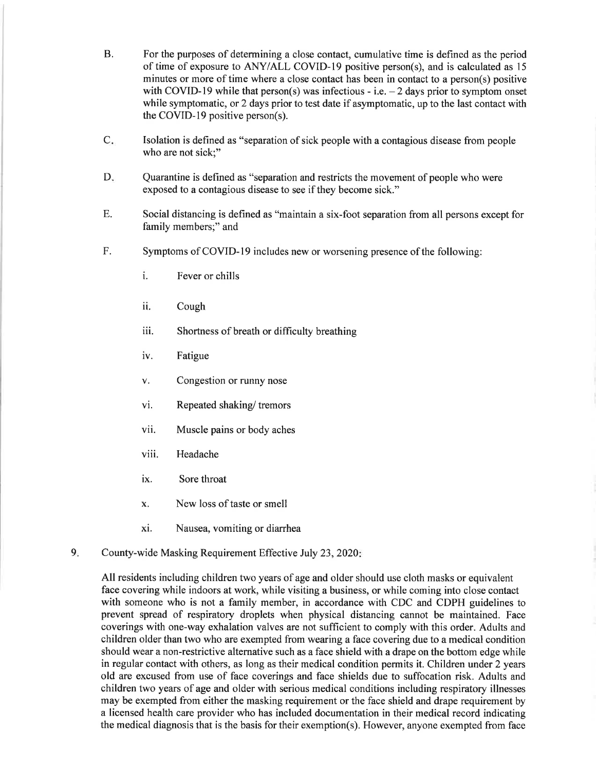B. For the purposes of determining a close contact, cumulative time is defined as the period of time of exposure to ANY/ALL COVID-19 positive person(s), and is calculated as 15 minutes or more of time where a close contact has been in contact to a person(s) positive with COVID-19 while that person(s) was infectious - i.e. – 2 days prior to symptom onset while symptomatic, or 2 days prior to test date if asymptomatic, up to the last contact with the COVID-19 positive person(s).

C. Isolation is defined as "separation of sick people with a contagious disease from people who are not sick;"

D. Quarantine is defined as "separation and restricts the movement of people who were exposed to a contagious disease to see if they become sick."

E. Social distancing is defined as "maintain a six-foot separation from all persons except for family members;" and

F. Symptoms of COVID-19 includes new or worsening presence of the following:

   i. Fever or chills

   ii. Cough

   iii. Shortness of breath or difficulty breathing

   iv. Fatigue

   v. Congestion or runny nose

   vi. Repeated shaking/ tremors

   vii. Muscle pains or body aches

   viii. Headache

   ix. Sore throat

   x. New loss of taste or smell

   xi. Nausea, vomiting or diarrhea

9. County-wide Masking Requirement Effective July 23, 2020:

All residents including children two years of age and older should use cloth masks or equivalent face covering while indoors at work, while visiting a business, or while coming into close contact with someone who is not a family member, in accordance with CDC and CDPH guidelines to prevent spread of respiratory droplets when physical distancing cannot be maintained. Face coverings with one-way exhalation valves are not sufficient to comply with this order. Adults and children older than two who are exempted from wearing a face covering due to a medical condition should wear a non-restrictive alternative such as a face shield with a drape on the bottom edge while in regular contact with others, as long as their medical condition permits it. Children under 2 years old are excused from use of face coverings and face shields due to suffocation risk. Adults and children two years of age and older with serious medical conditions including respiratory illnesses may be exempted from either the masking requirement or the face shield and drape requirement by a licensed health care provider who has included documentation in their medical record indicating the medical diagnosis that is the basis for their exemption(s). However, anyone exempted from face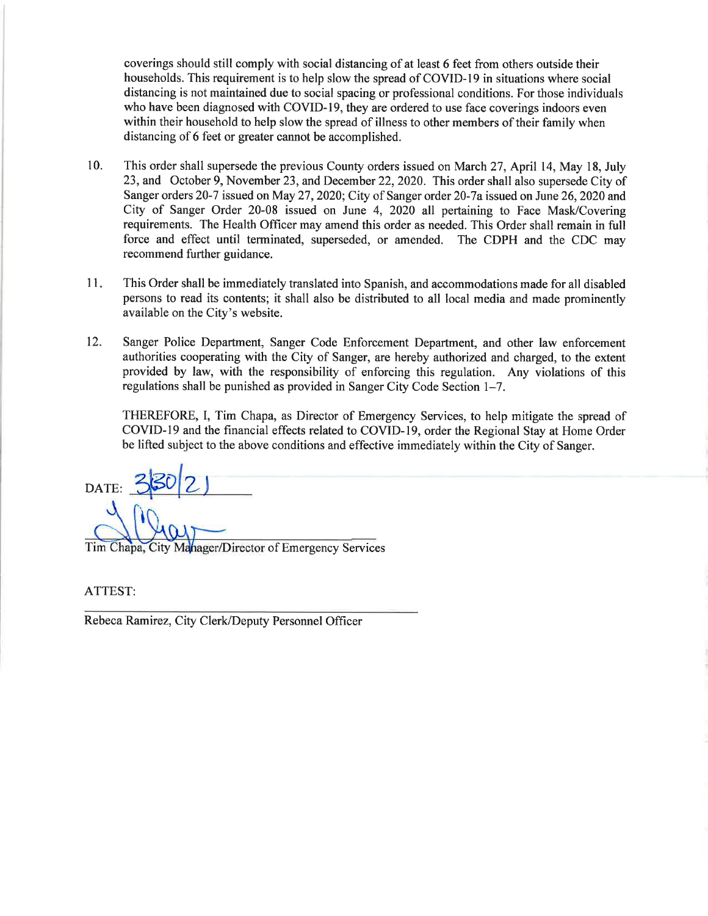coverings should still comply with social distancing of at least 6 feet from others outside their households. This requirement is to help slow the spread of COVID-19 in situations where social distancing is not maintained due to social spacing or professional conditions. For those individuals who have been diagnosed with COVID-19, they are ordered to use face coverings indoors even within their household to help slow the spread of illness to other members of their family when distancing of 6 feet or greater cannot be accomplished.

10. This order shall supersede the previous County orders issued on March 27, April 14, May 18, July 23, and October 9, November 23, and December 22, 2020. This order shall also supersede City of Sanger orders 20-7 issued on May 27, 2020; City of Sanger order 20-7a issued on June 26, 2020 and City of Sanger Order 20-08 issued on June 4, 2020 all pertaining to Face Mask/Covering requirements. The Health Officer may amend this order as needed. This Order shall remain in full force and effect until terminated, superseded, or amended. The CDPH and the CDC may recommend further guidance.

11. This Order shall be immediately translated into Spanish, and accommodations made for all disabled persons to read its contents; it shall also be distributed to all local media and made prominently available on the City's website.

12. Sanger Police Department, Sanger Code Enforcement Department, and other law enforcement authorities cooperating with the City of Sanger, are hereby authorized and charged, to the extent provided by law, with the responsibility of enforcing this regulation. Any violations of this regulations shall be punished as provided in Sanger City Code Section 1–7.

THEREFORE, I, Tim Chapa, as Director of Emergency Services, to help mitigate the spread of COVID-19 and the financial effects related to COVID-19, order the Regional Stay at Home Order be lifted subject to the above conditions and effective immediately within the City of Sanger.

DATE: 3/30/21

Tim Chapa, City Manager/Director of Emergency Services

ATTEST:

Rebeca Ramirez, City Clerk/Deputy Personnel Officer